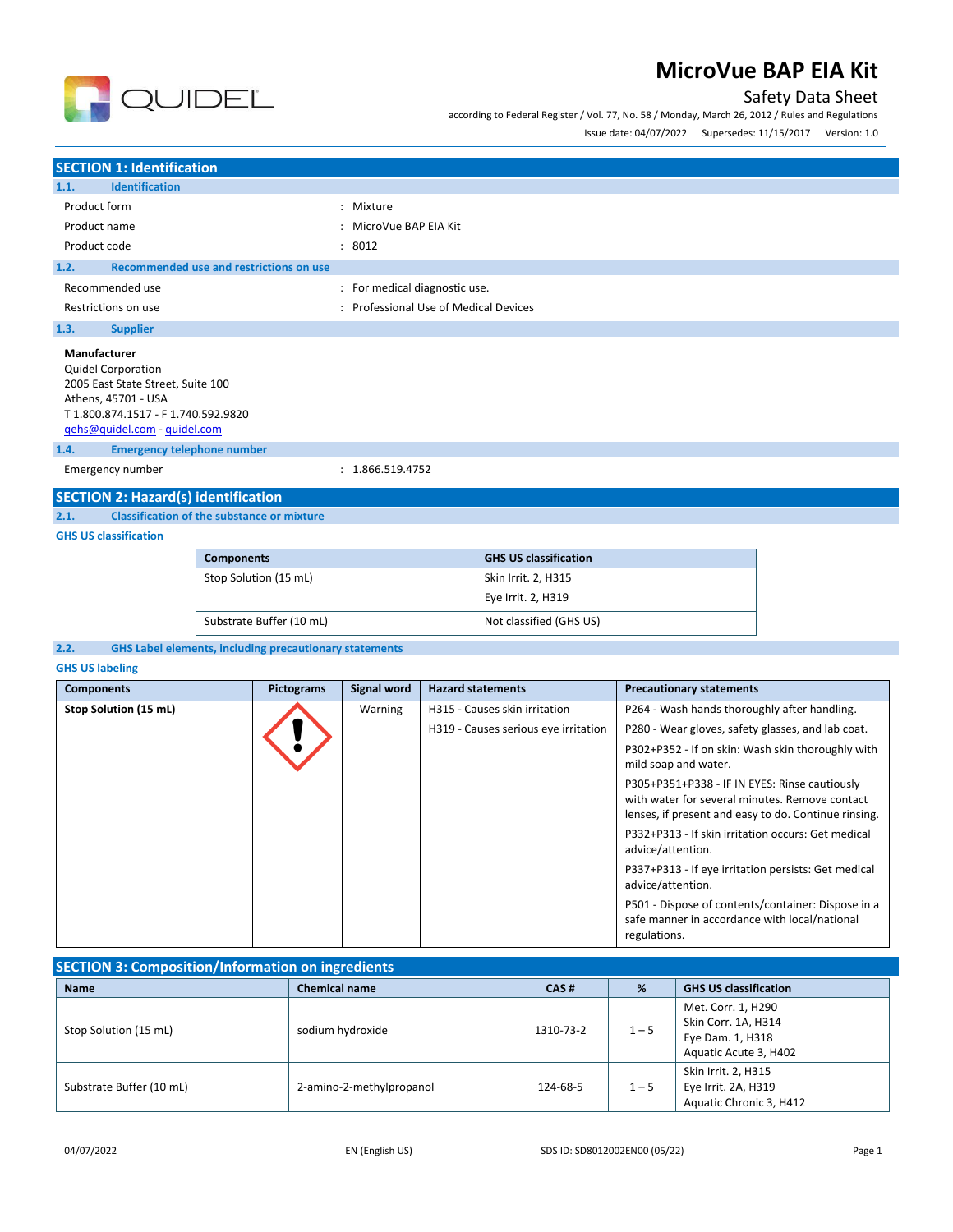# MicroVue BAP EIA Kit

Safety Data Sheet

according to Federal Register / Vol. 77, No. 58 / Monday, March 26, 2012 / Rules and Regulations

Issue date: 04/07/2022 Supersedes: 11/15/2017 Version: 1.0

## SECTION 1: Identification

### 1.1. Identification

| | |
|---|---|
| Product form | : Mixture |
| Product name | : MicroVue BAP EIA Kit |
| Product code | : 8012 |

### 1.2. Recommended use and restrictions on use

| | |
|---|---|
| Recommended use | : For medical diagnostic use. |
| Restrictions on use | : Professional Use of Medical Devices |

### 1.3. Supplier

**Manufacturer**
Quidel Corporation
2005 East State Street, Suite 100
Athens, 45701 - USA
T 1.800.874.1517 - F 1.740.592.9820
qehs@quidel.com - quidel.com

### 1.4. Emergency telephone number

| | |
|---|---|
| Emergency number | : 1.866.519.4752 |

## SECTION 2: Hazard(s) identification

### 2.1. Classification of the substance or mixture

**GHS US classification**

| Components | GHS US classification |
|---|---|
| Stop Solution (15 mL) | Skin Irrit. 2, H315<br>Eye Irrit. 2, H319 |
| Substrate Buffer (10 mL) | Not classified (GHS US) |

### 2.2. GHS Label elements, including precautionary statements

**GHS US labeling**

| Components | Pictograms | Signal word | Hazard statements | Precautionary statements |
|---|---|---|---|---|
| **Stop Solution (15 mL)** | GHS07 | Warning | H315 - Causes skin irritation<br>H319 - Causes serious eye irritation | P264 - Wash hands thoroughly after handling.<br>P280 - Wear gloves, safety glasses, and lab coat.<br>P302+P352 - If on skin: Wash skin thoroughly with mild soap and water.<br>P305+P351+P338 - IF IN EYES: Rinse cautiously with water for several minutes. Remove contact lenses, if present and easy to do. Continue rinsing.<br>P332+P313 - If skin irritation occurs: Get medical advice/attention.<br>P337+P313 - If eye irritation persists: Get medical advice/attention.<br>P501 - Dispose of contents/container: Dispose in a safe manner in accordance with local/national regulations. |

## SECTION 3: Composition/Information on ingredients

| Name | Chemical name | CAS # | % | GHS US classification |
|---|---|---|---|---|
| Stop Solution (15 mL) | sodium hydroxide | 1310-73-2 | 1 – 5 | Met. Corr. 1, H290<br>Skin Corr. 1A, H314<br>Eye Dam. 1, H318<br>Aquatic Acute 3, H402 |
| Substrate Buffer (10 mL) | 2-amino-2-methylpropanol | 124-68-5 | 1 – 5 | Skin Irrit. 2, H315<br>Eye Irrit. 2A, H319<br>Aquatic Chronic 3, H412 |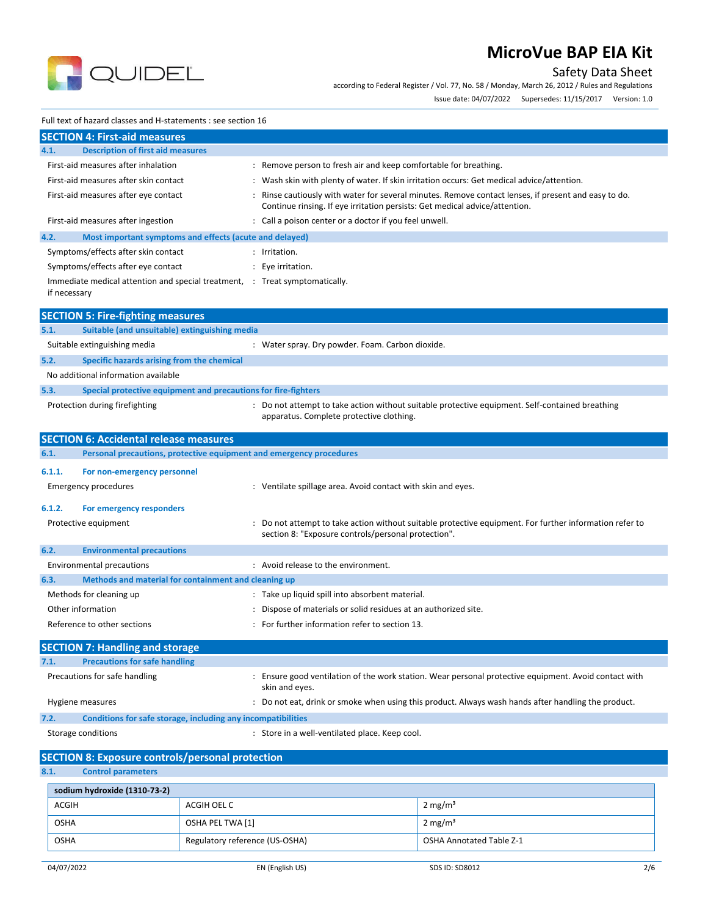Full text of hazard classes and H-statements : see section 16

## SECTION 4: First-aid measures

### 4.1. Description of first aid measures

| | |
|---|---|
| First-aid measures after inhalation | : Remove person to fresh air and keep comfortable for breathing. |
| First-aid measures after skin contact | : Wash skin with plenty of water. If skin irritation occurs: Get medical advice/attention. |
| First-aid measures after eye contact | : Rinse cautiously with water for several minutes. Remove contact lenses, if present and easy to do. Continue rinsing. If eye irritation persists: Get medical advice/attention. |
| First-aid measures after ingestion | : Call a poison center or a doctor if you feel unwell. |

### 4.2. Most important symptoms and effects (acute and delayed)

| | |
|---|---|
| Symptoms/effects after skin contact | : Irritation. |
| Symptoms/effects after eye contact | : Eye irritation. |
| Immediate medical attention and special treatment, if necessary | : Treat symptomatically. |

## SECTION 5: Fire-fighting measures

### 5.1. Suitable (and unsuitable) extinguishing media

| | |
|---|---|
| Suitable extinguishing media | : Water spray. Dry powder. Foam. Carbon dioxide. |

### 5.2. Specific hazards arising from the chemical

No additional information available

### 5.3. Special protective equipment and precautions for fire-fighters

| | |
|---|---|
| Protection during firefighting | : Do not attempt to take action without suitable protective equipment. Self-contained breathing apparatus. Complete protective clothing. |

## SECTION 6: Accidental release measures

### 6.1. Personal precautions, protective equipment and emergency procedures

#### 6.1.1. For non-emergency personnel

| | |
|---|---|
| Emergency procedures | : Ventilate spillage area. Avoid contact with skin and eyes. |

#### 6.1.2. For emergency responders

| | |
|---|---|
| Protective equipment | : Do not attempt to take action without suitable protective equipment. For further information refer to section 8: "Exposure controls/personal protection". |

### 6.2. Environmental precautions

| | |
|---|---|
| Environmental precautions | : Avoid release to the environment. |

### 6.3. Methods and material for containment and cleaning up

| | |
|---|---|
| Methods for cleaning up | : Take up liquid spill into absorbent material. |
| Other information | : Dispose of materials or solid residues at an authorized site. |
| Reference to other sections | : For further information refer to section 13. |

## SECTION 7: Handling and storage

### 7.1. Precautions for safe handling

| | |
|---|---|
| Precautions for safe handling | : Ensure good ventilation of the work station. Wear personal protective equipment. Avoid contact with skin and eyes. |
| Hygiene measures | : Do not eat, drink or smoke when using this product. Always wash hands after handling the product. |

### 7.2. Conditions for safe storage, including any incompatibilities

| | |
|---|---|
| Storage conditions | : Store in a well-ventilated place. Keep cool. |

## SECTION 8: Exposure controls/personal protection

### 8.1. Control parameters

| sodium hydroxide (1310-73-2) | | |
|---|---|---|
| ACGIH | ACGIH OEL C | 2 mg/m³ |
| OSHA | OSHA PEL TWA [1] | 2 mg/m³ |
| OSHA | Regulatory reference (US-OSHA) | OSHA Annotated Table Z-1 |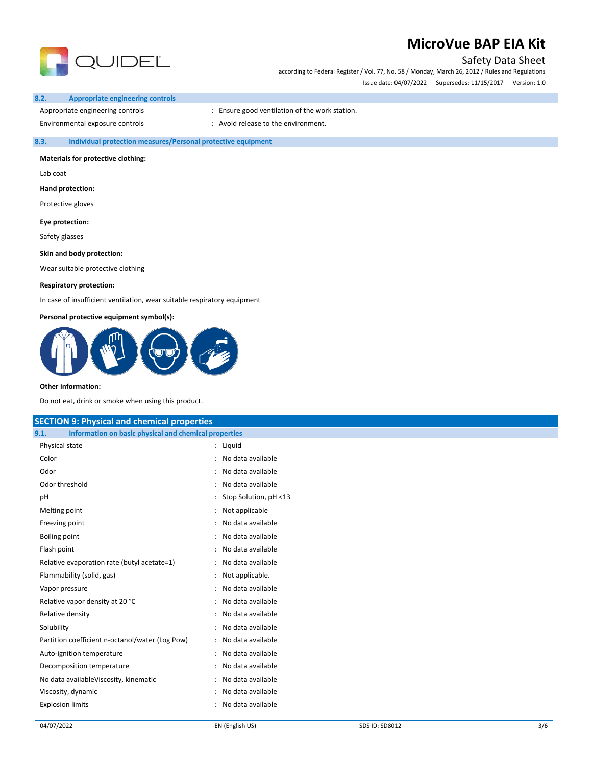### 8.2. Appropriate engineering controls

| | |
|---|---|
| Appropriate engineering controls | : Ensure good ventilation of the work station. |
| Environmental exposure controls | : Avoid release to the environment. |

### 8.3. Individual protection measures/Personal protective equipment

**Materials for protective clothing:**

Lab coat

**Hand protection:**

Protective gloves

**Eye protection:**

Safety glasses

**Skin and body protection:**

Wear suitable protective clothing

**Respiratory protection:**

In case of insufficient ventilation, wear suitable respiratory equipment

**Personal protective equipment symbol(s):**

**Other information:**

Do not eat, drink or smoke when using this product.

## SECTION 9: Physical and chemical properties

### 9.1. Information on basic physical and chemical properties

| | |
|---|---|
| Physical state | : Liquid |
| Color | : No data available |
| Odor | : No data available |
| Odor threshold | : No data available |
| pH | : Stop Solution, pH <13 |
| Melting point | : Not applicable |
| Freezing point | : No data available |
| Boiling point | : No data available |
| Flash point | : No data available |
| Relative evaporation rate (butyl acetate=1) | : No data available |
| Flammability (solid, gas) | : Not applicable. |
| Vapor pressure | : No data available |
| Relative vapor density at 20 °C | : No data available |
| Relative density | : No data available |
| Solubility | : No data available |
| Partition coefficient n-octanol/water (Log Pow) | : No data available |
| Auto-ignition temperature | : No data available |
| Decomposition temperature | : No data available |
| No data availableViscosity, kinematic | : No data available |
| Viscosity, dynamic | : No data available |
| Explosion limits | : No data available |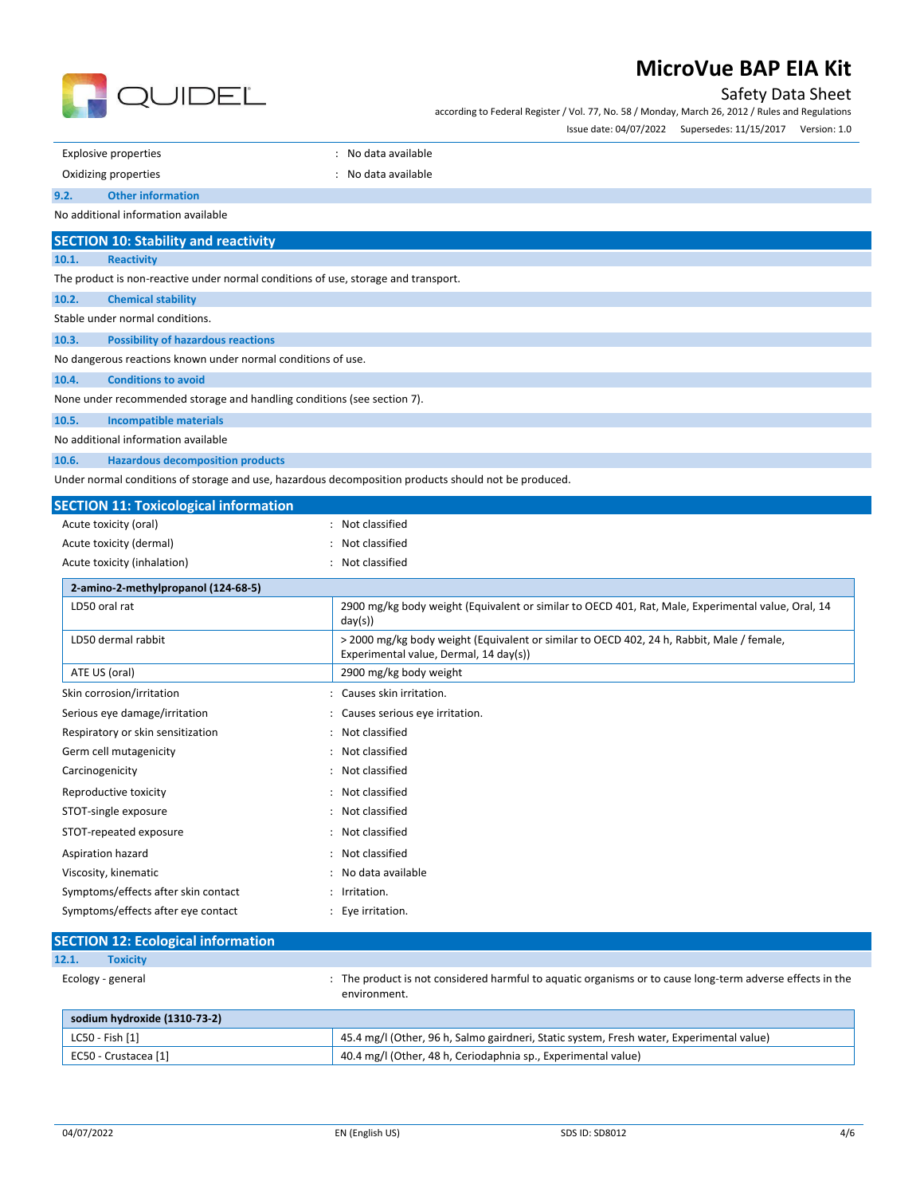| | |
|---|---|
| Explosive properties | : No data available |
| Oxidizing properties | : No data available |

### 9.2. Other information

No additional information available

## SECTION 10: Stability and reactivity

### 10.1. Reactivity

The product is non-reactive under normal conditions of use, storage and transport.

### 10.2. Chemical stability

Stable under normal conditions.

### 10.3. Possibility of hazardous reactions

No dangerous reactions known under normal conditions of use.

### 10.4. Conditions to avoid

None under recommended storage and handling conditions (see section 7).

### 10.5. Incompatible materials

No additional information available

### 10.6. Hazardous decomposition products

Under normal conditions of storage and use, hazardous decomposition products should not be produced.

## SECTION 11: Toxicological information

| | |
|---|---|
| Acute toxicity (oral) | : Not classified |
| Acute toxicity (dermal) | : Not classified |
| Acute toxicity (inhalation) | : Not classified |

| 2-amino-2-methylpropanol (124-68-5) | |
|---|---|
| LD50 oral rat | 2900 mg/kg body weight (Equivalent or similar to OECD 401, Rat, Male, Experimental value, Oral, 14 day(s)) |
| LD50 dermal rabbit | > 2000 mg/kg body weight (Equivalent or similar to OECD 402, 24 h, Rabbit, Male / female, Experimental value, Dermal, 14 day(s)) |
| ATE US (oral) | 2900 mg/kg body weight |

| | |
|---|---|
| Skin corrosion/irritation | : Causes skin irritation. |
| Serious eye damage/irritation | : Causes serious eye irritation. |
| Respiratory or skin sensitization | : Not classified |
| Germ cell mutagenicity | : Not classified |
| Carcinogenicity | : Not classified |
| Reproductive toxicity | : Not classified |
| STOT-single exposure | : Not classified |
| STOT-repeated exposure | : Not classified |
| Aspiration hazard | : Not classified |
| Viscosity, kinematic | : No data available |
| Symptoms/effects after skin contact | : Irritation. |
| Symptoms/effects after eye contact | : Eye irritation. |

## SECTION 12: Ecological information

### 12.1. Toxicity

Ecology - general : The product is not considered harmful to aquatic organisms or to cause long-term adverse effects in the environment.

| sodium hydroxide (1310-73-2) | |
|---|---|
| LC50 - Fish [1] | 45.4 mg/l (Other, 96 h, Salmo gairdneri, Static system, Fresh water, Experimental value) |
| EC50 - Crustacea [1] | 40.4 mg/l (Other, 48 h, Ceriodaphnia sp., Experimental value) |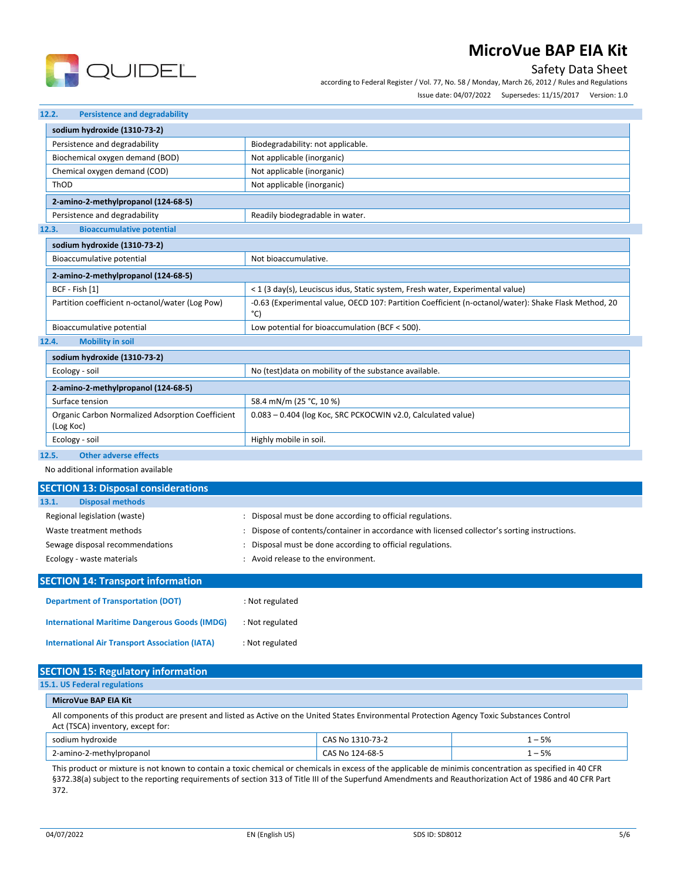### 12.2. Persistence and degradability

| sodium hydroxide (1310-73-2) | |
|---|---|
| Persistence and degradability | Biodegradability: not applicable. |
| Biochemical oxygen demand (BOD) | Not applicable (inorganic) |
| Chemical oxygen demand (COD) | Not applicable (inorganic) |
| ThOD | Not applicable (inorganic) |

| 2-amino-2-methylpropanol (124-68-5) | |
|---|---|
| Persistence and degradability | Readily biodegradable in water. |

### 12.3. Bioaccumulative potential

| sodium hydroxide (1310-73-2) | |
|---|---|
| Bioaccumulative potential | Not bioaccumulative. |

| 2-amino-2-methylpropanol (124-68-5) | |
|---|---|
| BCF - Fish [1] | < 1 (3 day(s), Leuciscus idus, Static system, Fresh water, Experimental value) |
| Partition coefficient n-octanol/water (Log Pow) | -0.63 (Experimental value, OECD 107: Partition Coefficient (n-octanol/water): Shake Flask Method, 20 °C) |
| Bioaccumulative potential | Low potential for bioaccumulation (BCF < 500). |

### 12.4. Mobility in soil

| sodium hydroxide (1310-73-2) | |
|---|---|
| Ecology - soil | No (test)data on mobility of the substance available. |

| 2-amino-2-methylpropanol (124-68-5) | |
|---|---|
| Surface tension | 58.4 mN/m (25 °C, 10 %) |
| Organic Carbon Normalized Adsorption Coefficient (Log Koc) | 0.083 – 0.404 (log Koc, SRC PCKOCWIN v2.0, Calculated value) |
| Ecology - soil | Highly mobile in soil. |

### 12.5. Other adverse effects

No additional information available

## SECTION 13: Disposal considerations

### 13.1. Disposal methods

Regional legislation (waste) : Disposal must be done according to official regulations.

Waste treatment methods : Dispose of contents/container in accordance with licensed collector's sorting instructions.

Sewage disposal recommendations : Disposal must be done according to official regulations.

Ecology - waste materials : Avoid release to the environment.

## SECTION 14: Transport information

**Department of Transportation (DOT)** : Not regulated

**International Maritime Dangerous Goods (IMDG)** : Not regulated

**International Air Transport Association (IATA)** : Not regulated

## SECTION 15: Regulatory information

### 15.1. US Federal regulations

**MicroVue BAP EIA Kit**

All components of this product are present and listed as Active on the United States Environmental Protection Agency Toxic Substances Control Act (TSCA) inventory, except for:

| | | |
|---|---|---|
| sodium hydroxide | CAS No 1310-73-2 | 1 – 5% |
| 2-amino-2-methylpropanol | CAS No 124-68-5 | 1 – 5% |

This product or mixture is not known to contain a toxic chemical or chemicals in excess of the applicable de minimis concentration as specified in 40 CFR §372.38(a) subject to the reporting requirements of section 313 of Title III of the Superfund Amendments and Reauthorization Act of 1986 and 40 CFR Part 372.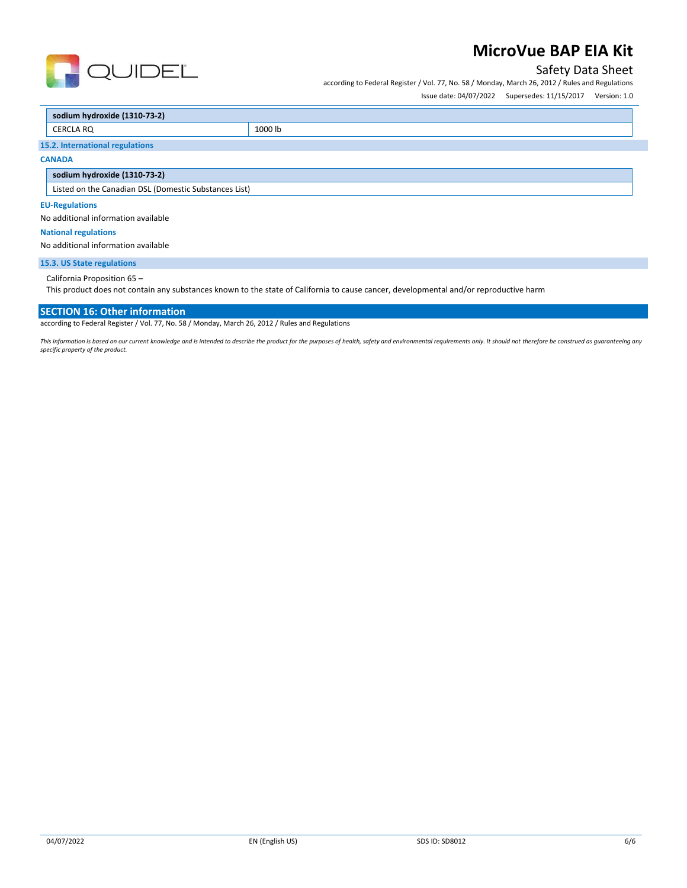| sodium hydroxide (1310-73-2) | |
|---|---|
| CERCLA RQ | 1000 lb |

### 15.2. International regulations

**CANADA**

| sodium hydroxide (1310-73-2) |
|---|
| Listed on the Canadian DSL (Domestic Substances List) |

**EU-Regulations**

No additional information available

**National regulations**

No additional information available

### 15.3. US State regulations

California Proposition 65 –
This product does not contain any substances known to the state of California to cause cancer, developmental and/or reproductive harm

## SECTION 16: Other information

according to Federal Register / Vol. 77, No. 58 / Monday, March 26, 2012 / Rules and Regulations

*This information is based on our current knowledge and is intended to describe the product for the purposes of health, safety and environmental requirements only. It should not therefore be construed as guaranteeing any specific property of the product.*